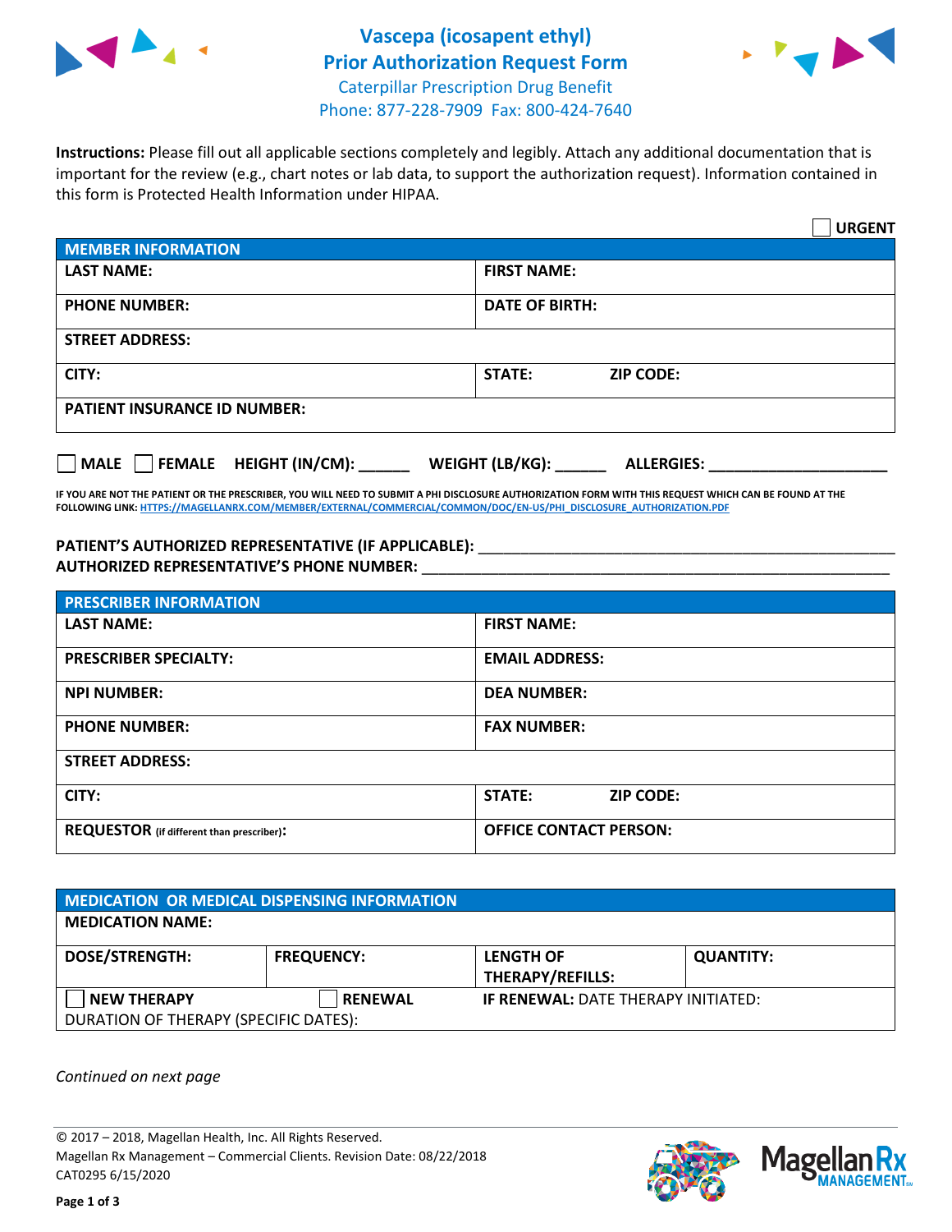# Vascepa (icosapent ethyl)
# Prior Authorization Request Form

Caterpillar Prescription Drug Benefit
Phone: 877-228-7909 Fax: 800-424-7640

**Instructions:** Please fill out all applicable sections completely and legibly. Attach any additional documentation that is important for the review (e.g., chart notes or lab data, to support the authorization request). Information contained in this form is Protected Health Information under HIPAA.

☐ **URGENT**

| MEMBER INFORMATION | |
|---|---|
| **LAST NAME:** | **FIRST NAME:** |
| **PHONE NUMBER:** | **DATE OF BIRTH:** |
| **STREET ADDRESS:** | |
| **CITY:** | **STATE:** **ZIP CODE:** |
| **PATIENT INSURANCE ID NUMBER:** | |

☐ **MALE** ☐ **FEMALE** **HEIGHT (IN/CM):** ______ **WEIGHT (LB/KG):** ______ **ALLERGIES:** ____________________

**IF YOU ARE NOT THE PATIENT OR THE PRESCRIBER, YOU WILL NEED TO SUBMIT A PHI DISCLOSURE AUTHORIZATION FORM WITH THIS REQUEST WHICH CAN BE FOUND AT THE FOLLOWING LINK:** HTTPS://MAGELLANRX.COM/MEMBER/EXTERNAL/COMMERCIAL/COMMON/DOC/EN-US/PHI_DISCLOSURE_AUTHORIZATION.PDF

**PATIENT'S AUTHORIZED REPRESENTATIVE (IF APPLICABLE):** ____________________________________________
**AUTHORIZED REPRESENTATIVE'S PHONE NUMBER:** ____________________________________________

| PRESCRIBER INFORMATION | |
|---|---|
| **LAST NAME:** | **FIRST NAME:** |
| **PRESCRIBER SPECIALTY:** | **EMAIL ADDRESS:** |
| **NPI NUMBER:** | **DEA NUMBER:** |
| **PHONE NUMBER:** | **FAX NUMBER:** |
| **STREET ADDRESS:** | |
| **CITY:** | **STATE:** **ZIP CODE:** |
| **REQUESTOR** (if different than prescriber)**:** | **OFFICE CONTACT PERSON:** |

| MEDICATION OR MEDICAL DISPENSING INFORMATION | | | |
|---|---|---|---|
| **MEDICATION NAME:** | | | |
| **DOSE/STRENGTH:** | **FREQUENCY:** | **LENGTH OF THERAPY/REFILLS:** | **QUANTITY:** |
| ☐ **NEW THERAPY** | ☐ **RENEWAL** | **IF RENEWAL:** DATE THERAPY INITIATED: | |
| DURATION OF THERAPY (SPECIFIC DATES): | | | |

*Continued on next page*

© 2017 – 2018, Magellan Health, Inc. All Rights Reserved.
Magellan Rx Management – Commercial Clients. Revision Date: 08/22/2018
CAT0295 6/15/2020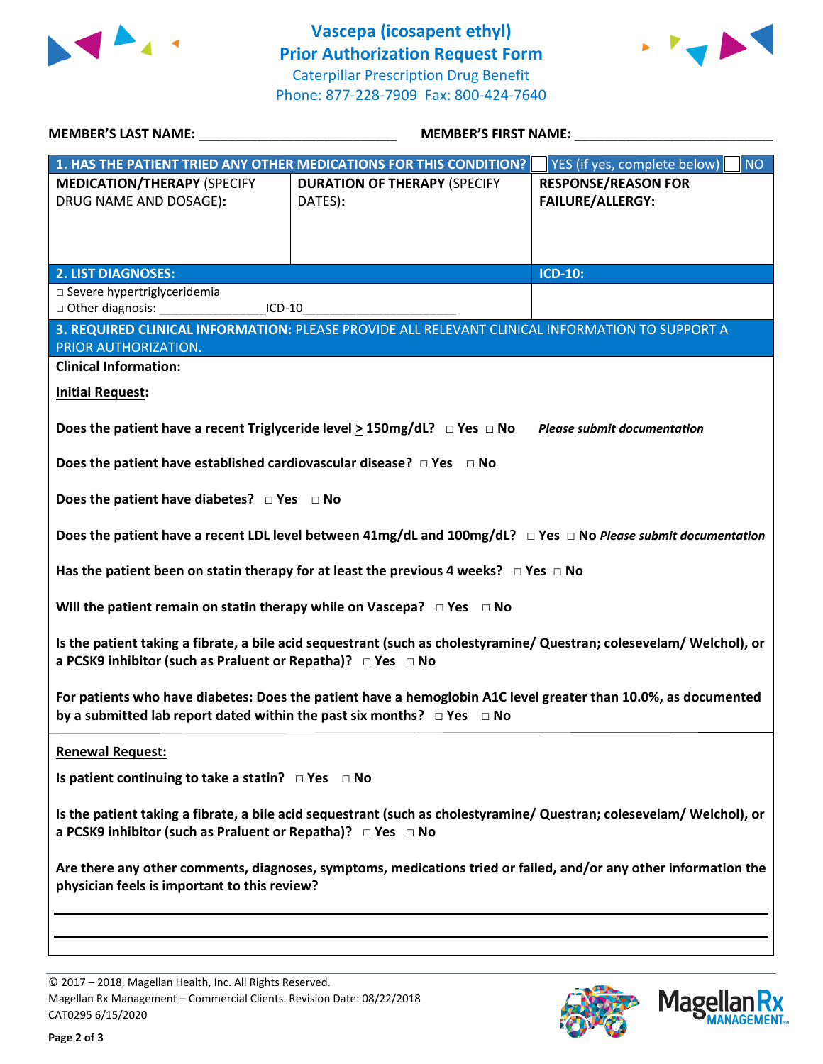# Vascepa (icosapent ethyl) Prior Authorization Request Form

Caterpillar Prescription Drug Benefit
Phone: 877-228-7909 Fax: 800-424-7640

**MEMBER'S LAST NAME:** ___________________________ **MEMBER'S FIRST NAME:** ___________________________

| 1. HAS THE PATIENT TRIED ANY OTHER MEDICATIONS FOR THIS CONDITION? | | ☐ YES (if yes, complete below) ☐ NO |
|---|---|---|
| **MEDICATION/THERAPY** (SPECIFY DRUG NAME AND DOSAGE): | **DURATION OF THERAPY** (SPECIFY DATES): | **RESPONSE/REASON FOR FAILURE/ALLERGY:** |
| | | |

| 2. LIST DIAGNOSES: | ICD-10: |
|---|---|
| □ Severe hypertriglyceridemia<br>□ Other diagnosis: _______________ICD-10______________________ | |

**3. REQUIRED CLINICAL INFORMATION:** PLEASE PROVIDE ALL RELEVANT CLINICAL INFORMATION TO SUPPORT A PRIOR AUTHORIZATION.

**Clinical Information:**

**Initial Request:**

**Does the patient have a recent Triglyceride level ≥ 150mg/dL?** □ **Yes** □ **No** ***Please submit documentation***

**Does the patient have established cardiovascular disease?** □ **Yes** □ **No**

**Does the patient have diabetes?** □ **Yes** □ **No**

**Does the patient have a recent LDL level between 41mg/dL and 100mg/dL?** □ **Yes** □ **No** ***Please submit documentation***

**Has the patient been on statin therapy for at least the previous 4 weeks?** □ **Yes** □ **No**

**Will the patient remain on statin therapy while on Vascepa?** □ **Yes** □ **No**

**Is the patient taking a fibrate, a bile acid sequestrant (such as cholestyramine/ Questran; colesevelam/ Welchol), or a PCSK9 inhibitor (such as Praluent or Repatha)?** □ **Yes** □ **No**

**For patients who have diabetes: Does the patient have a hemoglobin A1C level greater than 10.0%, as documented by a submitted lab report dated within the past six months?** □ **Yes** □ **No**

**Renewal Request:**

**Is patient continuing to take a statin?** □ **Yes** □ **No**

**Is the patient taking a fibrate, a bile acid sequestrant (such as cholestyramine/ Questran; colesevelam/ Welchol), or a PCSK9 inhibitor (such as Praluent or Repatha)?** □ **Yes** □ **No**

**Are there any other comments, diagnoses, symptoms, medications tried or failed, and/or any other information the physician feels is important to this review?**

_______________________________________________________________________________

_______________________________________________________________________________

© 2017 – 2018, Magellan Health, Inc. All Rights Reserved.
Magellan Rx Management – Commercial Clients. Revision Date: 08/22/2018
CAT0295 6/15/2020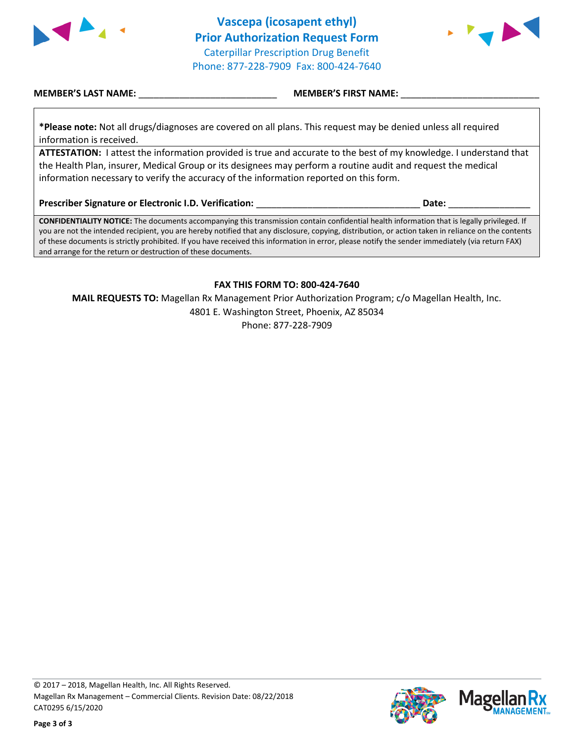# Vascepa (icosapent ethyl)
## Prior Authorization Request Form

Caterpillar Prescription Drug Benefit
Phone: 877-228-7909  Fax: 800-424-7640

**MEMBER'S LAST NAME:** ___________________________ **MEMBER'S FIRST NAME:** ___________________________

**\*Please note:** Not all drugs/diagnoses are covered on all plans. This request may be denied unless all required information is received.

**ATTESTATION:** I attest the information provided is true and accurate to the best of my knowledge. I understand that the Health Plan, insurer, Medical Group or its designees may perform a routine audit and request the medical information necessary to verify the accuracy of the information reported on this form.

**Prescriber Signature or Electronic I.D. Verification:** _______________________________ **Date:** ________________

**CONFIDENTIALITY NOTICE:** The documents accompanying this transmission contain confidential health information that is legally privileged. If you are not the intended recipient, you are hereby notified that any disclosure, copying, distribution, or action taken in reliance on the contents of these documents is strictly prohibited. If you have received this information in error, please notify the sender immediately (via return FAX) and arrange for the return or destruction of these documents.

**FAX THIS FORM TO: 800-424-7640**

**MAIL REQUESTS TO:** Magellan Rx Management Prior Authorization Program; c/o Magellan Health, Inc.
4801 E. Washington Street, Phoenix, AZ 85034
Phone: 877-228-7909

© 2017 – 2018, Magellan Health, Inc. All Rights Reserved.
Magellan Rx Management – Commercial Clients. Revision Date: 08/22/2018
CAT0295 6/15/2020